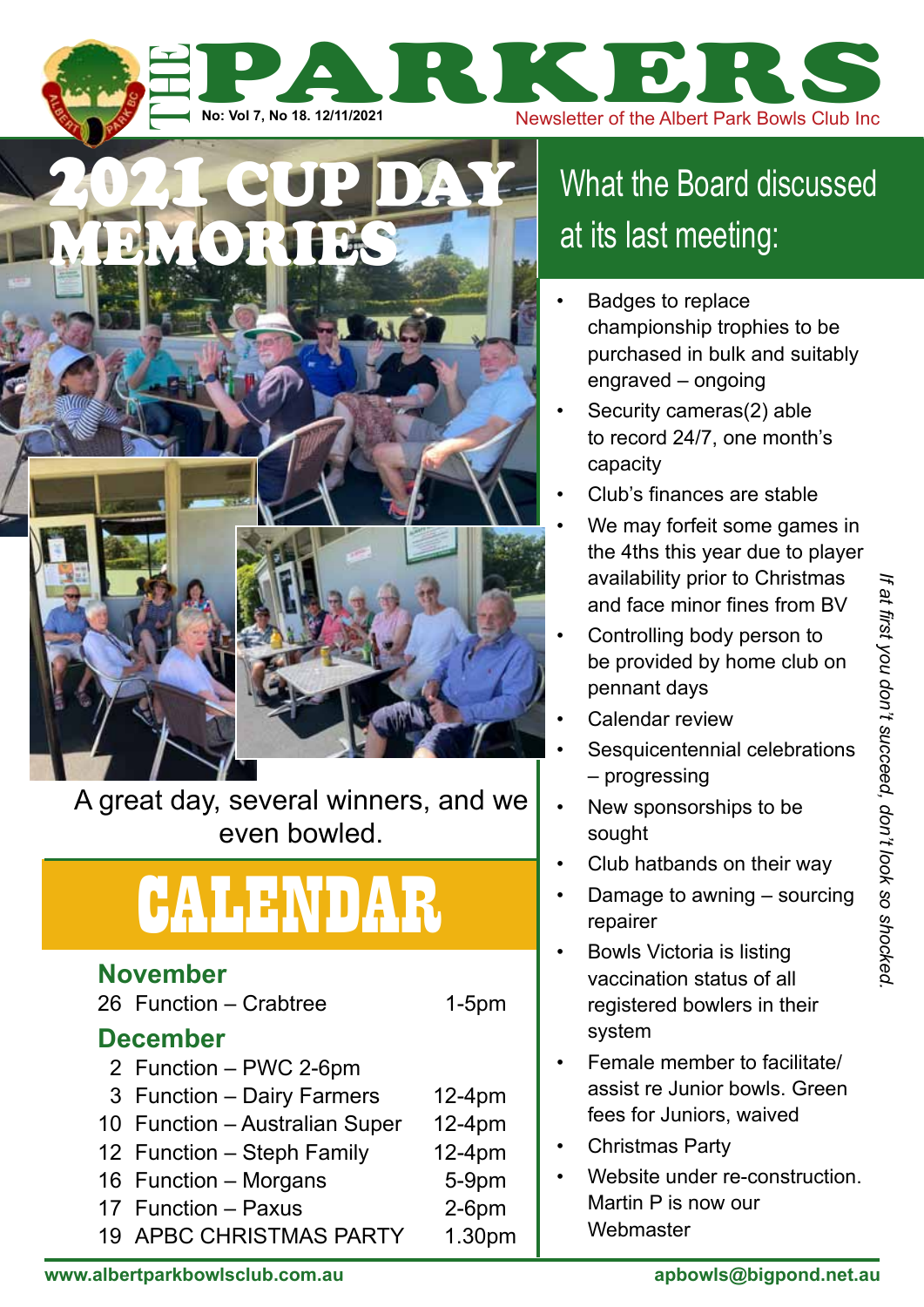# THE PARKERS

No: Vol 7, No 18. 12/11/2021

Newsletter of the Albert Park Bowls Club Inc

## 2021 CUP DAY MEMORIES

A great day, several winners, and we even bowled.

## CALENDAR

### November

| | | |
|---|---|---|
| 26 | Function – Crabtree | 1-5pm |

### December

| | | |
|---|---|---|
| 2 | Function – PWC 2-6pm | |
| 3 | Function – Dairy Farmers | 12-4pm |
| 10 | Function – Australian Super | 12-4pm |
| 12 | Function – Steph Family | 12-4pm |
| 16 | Function – Morgans | 5-9pm |
| 17 | Function – Paxus | 2-6pm |
| 19 | APBC CHRISTMAS PARTY | 1.30pm |

## What the Board discussed at its last meeting:

- Badges to replace championship trophies to be purchased in bulk and suitably engraved – ongoing
- Security cameras(2) able to record 24/7, one month's capacity
- Club's finances are stable
- We may forfeit some games in the 4ths this year due to player availability prior to Christmas and face minor fines from BV
- Controlling body person to be provided by home club on pennant days
- Calendar review
- Sesquicentennial celebrations – progressing
- New sponsorships to be sought
- Club hatbands on their way
- Damage to awning – sourcing repairer
- Bowls Victoria is listing vaccination status of all registered bowlers in their system
- Female member to facilitate/ assist re Junior bowls. Green fees for Juniors, waived
- Christmas Party
- Website under re-construction. Martin P is now our Webmaster

*If at first you don't succeed, don't look so shocked.*

www.albertparkbowlsclub.com.au

apbowls@bigpond.net.au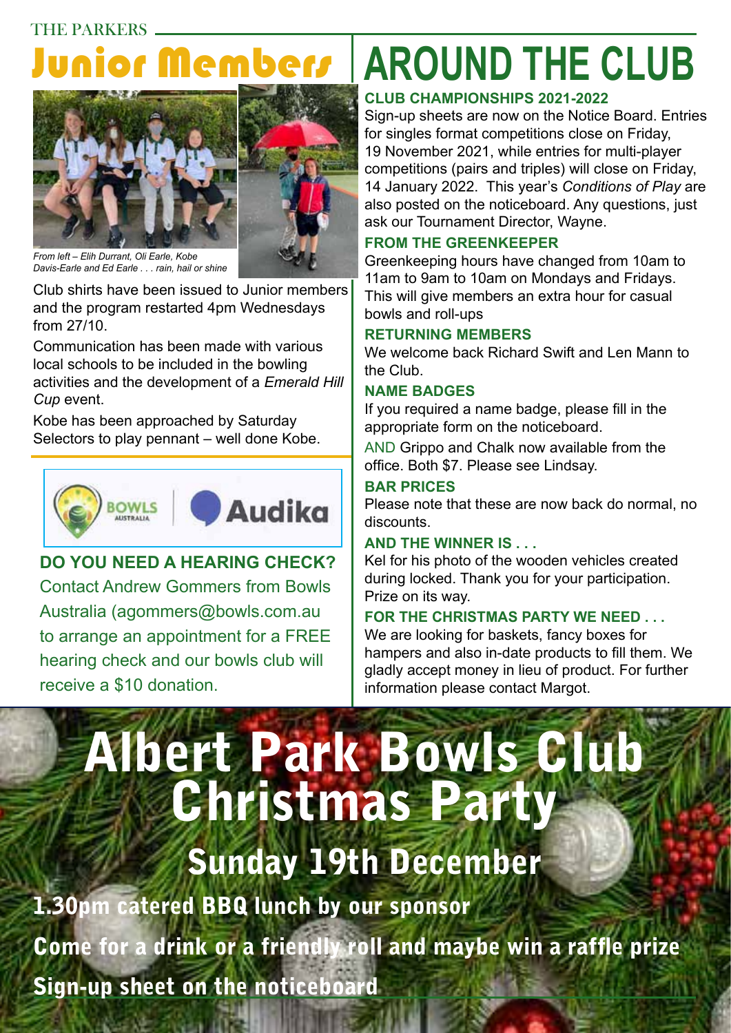THE PARKERS

# Junior Members

*From left – Elih Durrant, Oli Earle, Kobe Davis-Earle and Ed Earle . . . rain, hail or shine*

Club shirts have been issued to Junior members and the program restarted 4pm Wednesdays from 27/10.

Communication has been made with various local schools to be included in the bowling activities and the development of a *Emerald Hill Cup* event.

Kobe has been approached by Saturday Selectors to play pennant – well done Kobe.

BOWLS AUSTRALIA | Audika

**DO YOU NEED A HEARING CHECK?**

Contact Andrew Gommers from Bowls Australia (agommers@bowls.com.au to arrange an appointment for a FREE hearing check and our bowls club will receive a $10 donation.

# AROUND THE CLUB

### CLUB CHAMPIONSHIPS 2021-2022

Sign-up sheets are now on the Notice Board. Entries for singles format competitions close on Friday, 19 November 2021, while entries for multi-player competitions (pairs and triples) will close on Friday, 14 January 2022. This year's *Conditions of Play* are also posted on the noticeboard. Any questions, just ask our Tournament Director, Wayne.

### FROM THE GREENKEEPER

Greenkeeping hours have changed from 10am to 11am to 9am to 10am on Mondays and Fridays. This will give members an extra hour for casual bowls and roll-ups

### RETURNING MEMBERS

We welcome back Richard Swift and Len Mann to the Club.

### NAME BADGES

If you required a name badge, please fill in the appropriate form on the noticeboard.

AND Grippo and Chalk now available from the office. Both $7. Please see Lindsay.

### BAR PRICES

Please note that these are now back do normal, no discounts.

### AND THE WINNER IS . . .

Kel for his photo of the wooden vehicles created during locked. Thank you for your participation. Prize on its way.

### FOR THE CHRISTMAS PARTY WE NEED . . .

We are looking for baskets, fancy boxes for hampers and also in-date products to fill them. We gladly accept money in lieu of product. For further information please contact Margot.

# Albert Park Bowls Club Christmas Party

## Sunday 19th December

**1.30pm catered BBQ lunch by our sponsor**

**Come for a drink or a friendly roll and maybe win a raffle prize**

**Sign-up sheet on the noticeboard**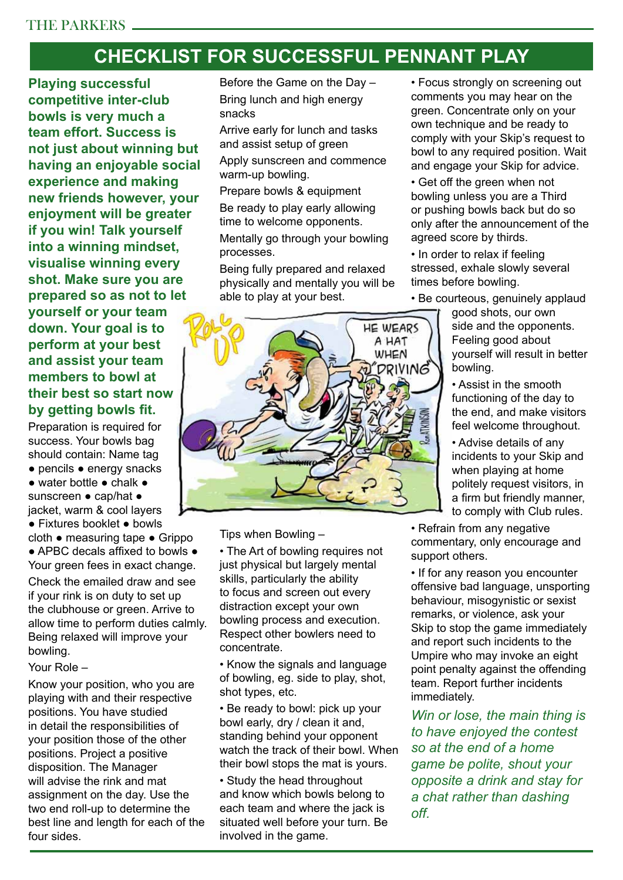## CHECKLIST FOR SUCCESSFUL PENNANT PLAY

**Playing successful competitive inter-club bowls is very much a team effort. Success is not just about winning but having an enjoyable social experience and making new friends however, your enjoyment will be greater if you win! Talk yourself into a winning mindset, visualise winning every shot. Make sure you are prepared so as not to let yourself or your team down. Your goal is to perform at your best and assist your team members to bowl at their best so start now by getting bowls fit.**

Preparation is required for success. Your bowls bag should contain: Name tag ● pencils ● energy snacks ● water bottle ● chalk ● sunscreen ● cap/hat ● jacket, warm & cool layers ● Fixtures booklet ● bowls cloth ● measuring tape ● Grippo ● APBC decals affixed to bowls ● Your green fees in exact change.

Check the emailed draw and see if your rink is on duty to set up the clubhouse or green. Arrive to allow time to perform duties calmly. Being relaxed will improve your bowling.

Your Role –

Know your position, who you are playing with and their respective positions. You have studied in detail the responsibilities of your position those of the other positions. Project a positive disposition. The Manager will advise the rink and mat assignment on the day. Use the two end roll-up to determine the best line and length for each of the four sides.

Before the Game on the Day –

Bring lunch and high energy snacks

Arrive early for lunch and tasks and assist setup of green

Apply sunscreen and commence warm-up bowling.

Prepare bowls & equipment

Be ready to play early allowing time to welcome opponents.

Mentally go through your bowling processes.

Being fully prepared and relaxed physically and mentally you will be able to play at your best.

Tips when Bowling –

- The Art of bowling requires not just physical but largely mental skills, particularly the ability to focus and screen out every distraction except your own bowling process and execution. Respect other bowlers need to concentrate.
- Know the signals and language of bowling, eg. side to play, shot, shot types, etc.
- Be ready to bowl: pick up your bowl early, dry / clean it and, standing behind your opponent watch the track of their bowl. When their bowl stops the mat is yours.
- Study the head throughout and know which bowls belong to each team and where the jack is situated well before your turn. Be involved in the game.
- Focus strongly on screening out comments you may hear on the green. Concentrate only on your own technique and be ready to comply with your Skip's request to bowl to any required position. Wait and engage your Skip for advice.
- Get off the green when not bowling unless you are a Third or pushing bowls back but do so only after the announcement of the agreed score by thirds.
- In order to relax if feeling stressed, exhale slowly several times before bowling.
- Be courteous, genuinely applaud good shots, our own side and the opponents. Feeling good about yourself will result in better bowling.
- Assist in the smooth functioning of the day to the end, and make visitors feel welcome throughout.
- Advise details of any incidents to your Skip and when playing at home politely request visitors, in a firm but friendly manner, to comply with Club rules.
- Refrain from any negative commentary, only encourage and support others.
- If for any reason you encounter offensive bad language, unsporting behaviour, misogynistic or sexist remarks, or violence, ask your Skip to stop the game immediately and report such incidents to the Umpire who may invoke an eight point penalty against the offending team. Report further incidents immediately.

*Win or lose, the main thing is to have enjoyed the contest so at the end of a home game be polite, shout your opposite a drink and stay for a chat rather than dashing off.*